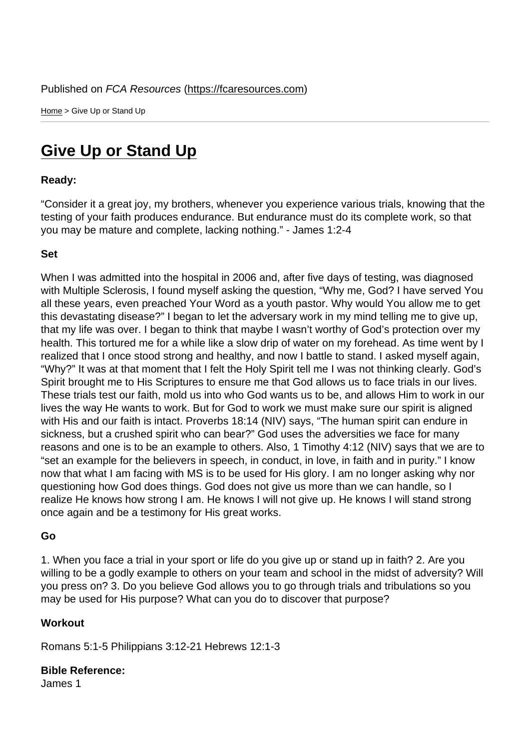Published on *FCA Resources* (https://fcaresources.com)

Home > Give Up or Stand Up

# Give Up or Stand Up

**Ready:**

“Consider it a great joy, my brothers, whenever you experience various trials, knowing that the testing of your faith produces endurance. But endurance must do its complete work, so that you may be mature and complete, lacking nothing.” - James 1:2-4

**Set**

When I was admitted into the hospital in 2006 and, after five days of testing, was diagnosed with Multiple Sclerosis, I found myself asking the question, “Why me, God? I have served You all these years, even preached Your Word as a youth pastor. Why would You allow me to get this devastating disease?” I began to let the adversary work in my mind telling me to give up, that my life was over. I began to think that maybe I wasn’t worthy of God’s protection over my health. This tortured me for a while like a slow drip of water on my forehead. As time went by I realized that I once stood strong and healthy, and now I battle to stand. I asked myself again, “Why?” It was at that moment that I felt the Holy Spirit tell me I was not thinking clearly. God’s Spirit brought me to His Scriptures to ensure me that God allows us to face trials in our lives. These trials test our faith, mold us into who God wants us to be, and allows Him to work in our lives the way He wants to work. But for God to work we must make sure our spirit is aligned with His and our faith is intact. Proverbs 18:14 (NIV) says, “The human spirit can endure in sickness, but a crushed spirit who can bear?” God uses the adversities we face for many reasons and one is to be an example to others. Also, 1 Timothy 4:12 (NIV) says that we are to “set an example for the believers in speech, in conduct, in love, in faith and in purity.” I know now that what I am facing with MS is to be used for His glory. I am no longer asking why nor questioning how God does things. God does not give us more than we can handle, so I realize He knows how strong I am. He knows I will not give up. He knows I will stand strong once again and be a testimony for His great works.

**Go**

1. When you face a trial in your sport or life do you give up or stand up in faith? 2. Are you willing to be a godly example to others on your team and school in the midst of adversity? Will you press on? 3. Do you believe God allows you to go through trials and tribulations so you may be used for His purpose? What can you do to discover that purpose?

**Workout**

Romans 5:1-5 Philippians 3:12-21 Hebrews 12:1-3

**Bible Reference:**
James 1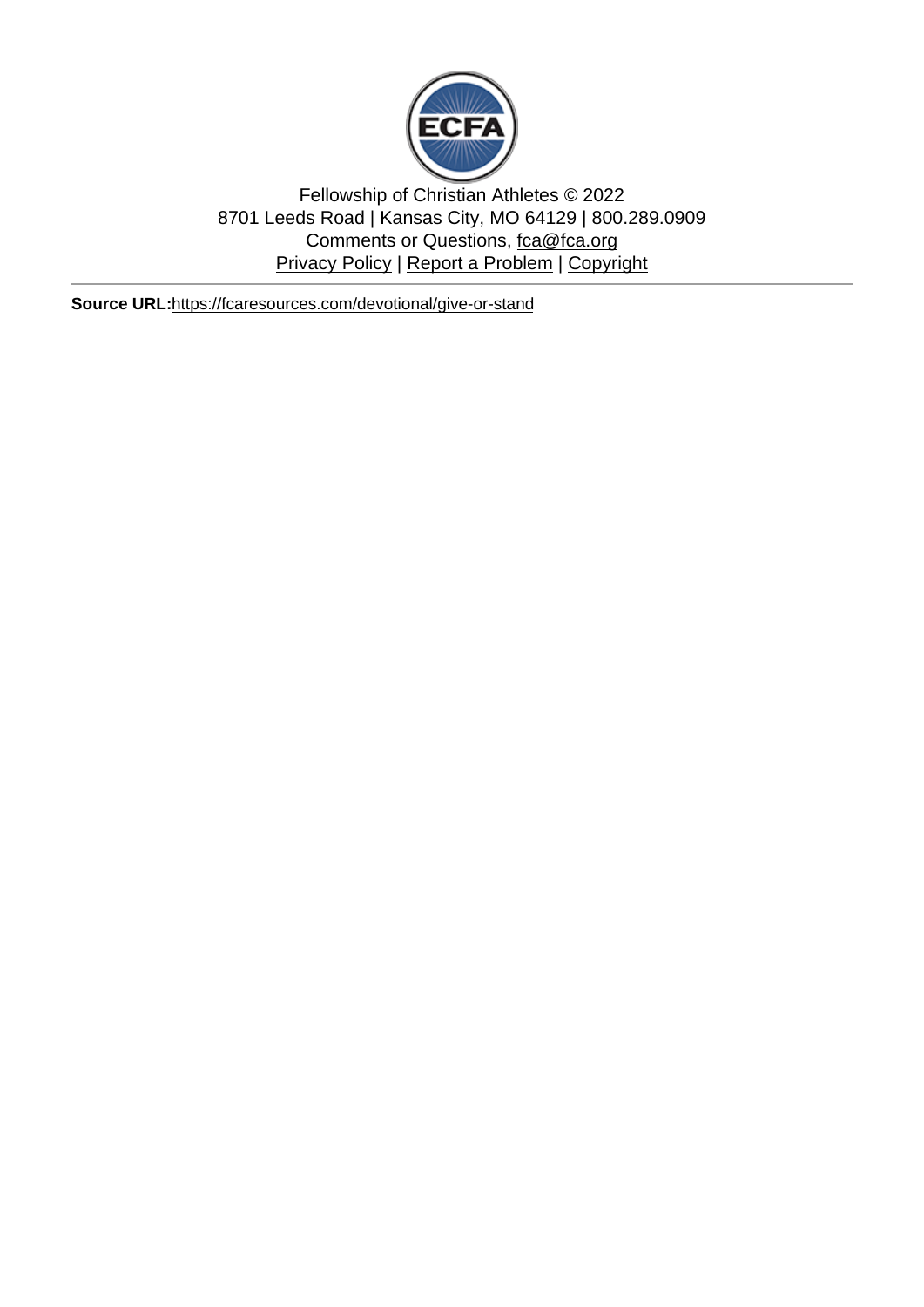Fellowship of Christian Athletes © 2022
8701 Leeds Road | Kansas City, MO 64129 | 800.289.0909
Comments or Questions, fca@fca.org
Privacy Policy | Report a Problem | Copyright

---

**Source URL:**https://fcaresources.com/devotional/give-or-stand